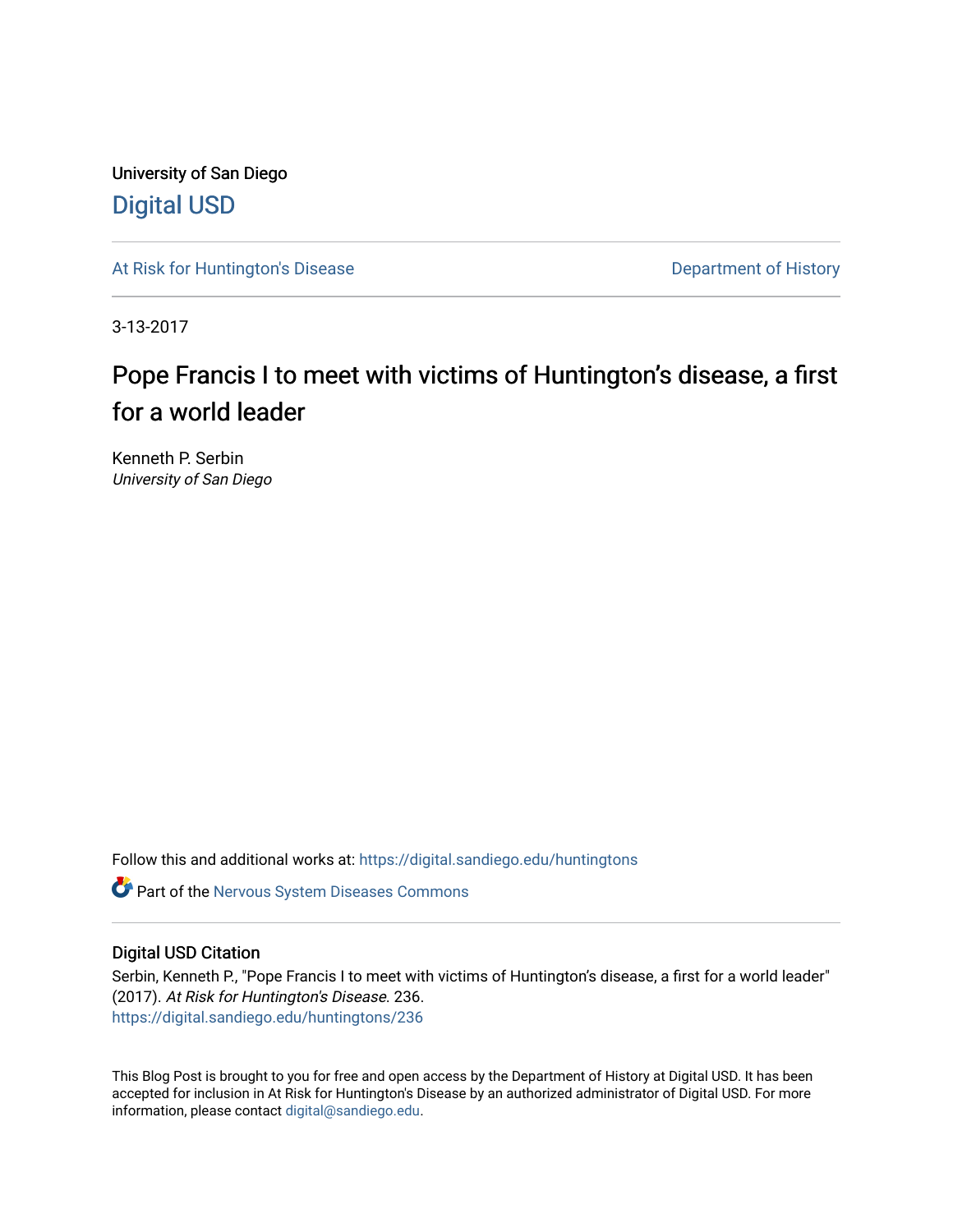University of San Diego

# Digital USD

At Risk for Huntington's Disease

Department of History

3-13-2017

# Pope Francis I to meet with victims of Huntington's disease, a first for a world leader

Kenneth P. Serbin
*University of San Diego*

Follow this and additional works at: https://digital.sandiego.edu/huntingtons

Part of the Nervous System Diseases Commons

## Digital USD Citation

Serbin, Kenneth P., "Pope Francis I to meet with victims of Huntington's disease, a first for a world leader" (2017). *At Risk for Huntington's Disease*. 236.
https://digital.sandiego.edu/huntingtons/236

This Blog Post is brought to you for free and open access by the Department of History at Digital USD. It has been accepted for inclusion in At Risk for Huntington's Disease by an authorized administrator of Digital USD. For more information, please contact digital@sandiego.edu.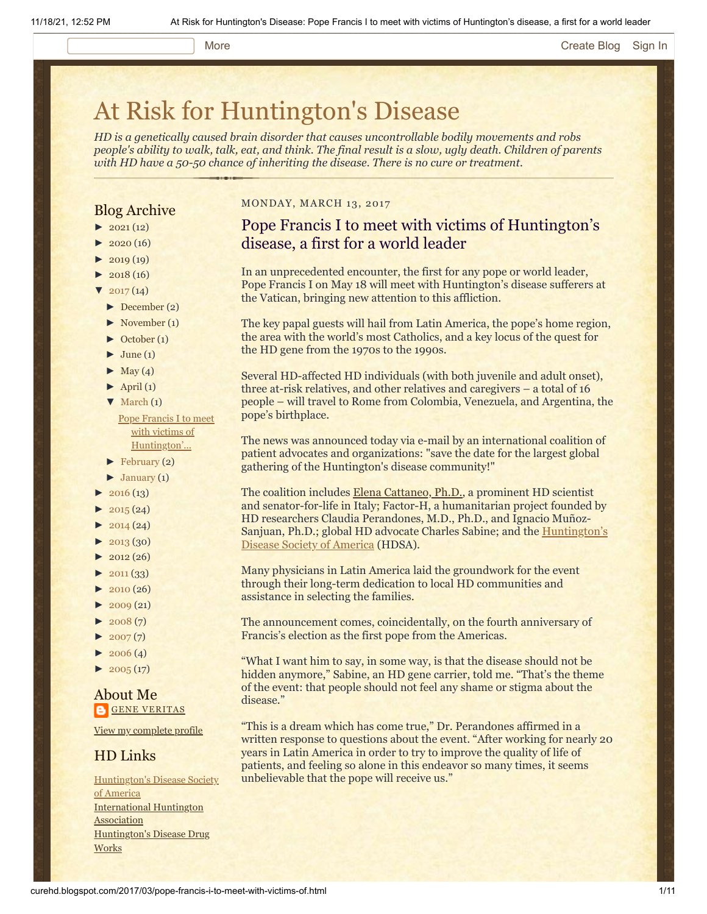More    Create Blog    Sign In

# At Risk for Huntington's Disease

*HD is a genetically caused brain disorder that causes uncontrollable bodily movements and robs people's ability to walk, talk, eat, and think. The final result is a slow, ugly death. Children of parents with HD have a 50-50 chance of inheriting the disease. There is no cure or treatment.*

MONDAY, MARCH 13, 2017

## Pope Francis I to meet with victims of Huntington's disease, a first for a world leader

In an unprecedented encounter, the first for any pope or world leader, Pope Francis I on May 18 will meet with Huntington's disease sufferers at the Vatican, bringing new attention to this affliction.

The key papal guests will hail from Latin America, the pope's home region, the area with the world's most Catholics, and a key locus of the quest for the HD gene from the 1970s to the 1990s.

Several HD-affected HD individuals (with both juvenile and adult onset), three at-risk relatives, and other relatives and caregivers – a total of 16 people – will travel to Rome from Colombia, Venezuela, and Argentina, the pope's birthplace.

The news was announced today via e-mail by an international coalition of patient advocates and organizations: "save the date for the largest global gathering of the Huntington's disease community!"

The coalition includes Elena Cattaneo, Ph.D., a prominent HD scientist and senator-for-life in Italy; Factor-H, a humanitarian project founded by HD researchers Claudia Perandones, M.D., Ph.D., and Ignacio Muñoz-Sanjuan, Ph.D.; global HD advocate Charles Sabine; and the Huntington's Disease Society of America (HDSA).

Many physicians in Latin America laid the groundwork for the event through their long-term dedication to local HD communities and assistance in selecting the families.

The announcement comes, coincidentally, on the fourth anniversary of Francis's election as the first pope from the Americas.

"What I want him to say, in some way, is that the disease should not be hidden anymore," Sabine, an HD gene carrier, told me. "That's the theme of the event: that people should not feel any shame or stigma about the disease."

"This is a dream which has come true," Dr. Perandones affirmed in a written response to questions about the event. "After working for nearly 20 years in Latin America in order to try to improve the quality of life of patients, and feeling so alone in this endeavor so many times, it seems unbelievable that the pope will receive us."

## Blog Archive

- ► 2021 (12)
- ► 2020 (16)
- ► 2019 (19)
- ► 2018 (16)
- ▼ 2017 (14)
  - ► December (2)
  - ► November (1)
  - ► October (1)
  - ► June (1)
  - ► May (4)
  - ► April (1)
  - ▼ March (1)
    - Pope Francis I to meet with victims of Huntington'...
  - ► February (2)
  - ► January (1)
- ► 2016 (13)
- ► 2015 (24)
- ► 2014 (24)
- ► 2013 (30)
- ► 2012 (26)
- ► 2011 (33)
- ► 2010 (26)
- ► 2009 (21)
- ► 2008 (7)
- ► 2007 (7)
- ► 2006 (4)
- ► 2005 (17)

## About Me

GENE VERITAS

View my complete profile

## HD Links

Huntington's Disease Society of America
International Huntington Association
Huntington's Disease Drug Works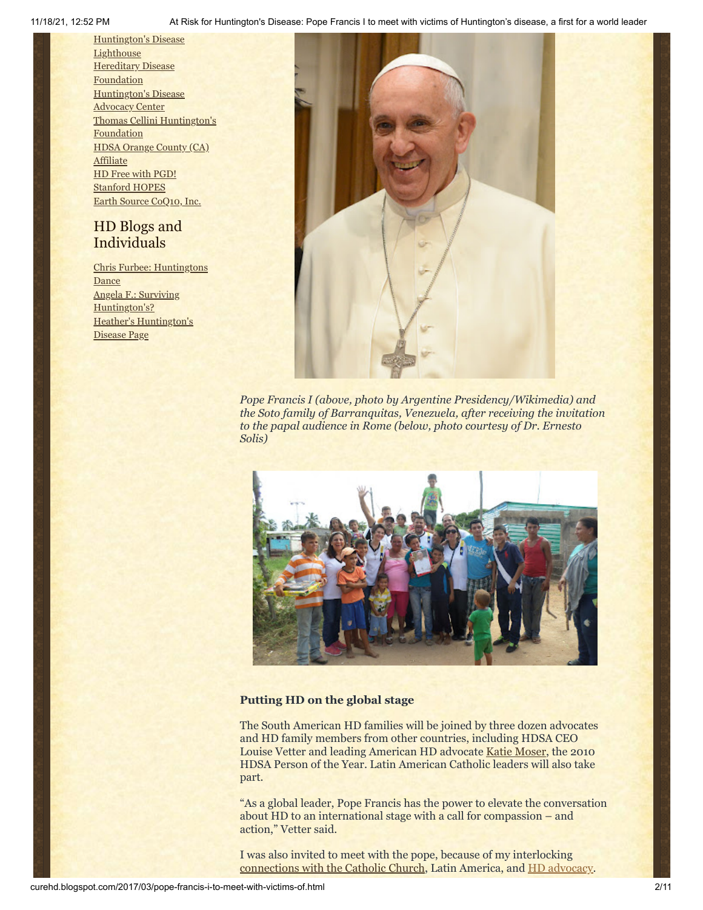Huntington's Disease Lighthouse
Hereditary Disease Foundation
Huntington's Disease Advocacy Center
Thomas Cellini Huntington's Foundation
HDSA Orange County (CA) Affiliate
HD Free with PGD!
Stanford HOPES
Earth Source CoQ10, Inc.

## HD Blogs and Individuals

Chris Furbee: Huntingtons Dance
Angela F.: Surviving Huntington's?
Heather's Huntington's Disease Page

*Pope Francis I (above, photo by Argentine Presidency/Wikimedia) and the Soto family of Barranquitas, Venezuela, after receiving the invitation to the papal audience in Rome (below, photo courtesy of Dr. Ernesto Solis)*

**Putting HD on the global stage**

The South American HD families will be joined by three dozen advocates and HD family members from other countries, including HDSA CEO Louise Vetter and leading American HD advocate Katie Moser, the 2010 HDSA Person of the Year. Latin American Catholic leaders will also take part.

“As a global leader, Pope Francis has the power to elevate the conversation about HD to an international stage with a call for compassion – and action,” Vetter said.

I was also invited to meet with the pope, because of my interlocking connections with the Catholic Church, Latin America, and HD advocacy.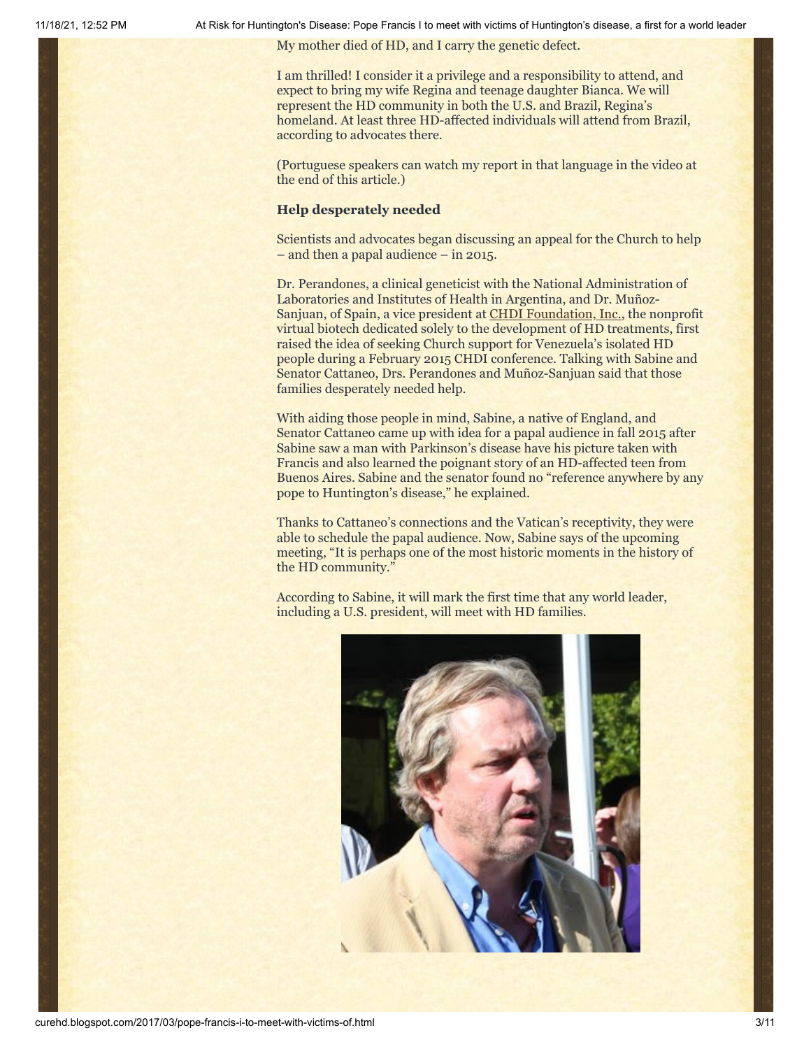My mother died of HD, and I carry the genetic defect.

I am thrilled! I consider it a privilege and a responsibility to attend, and expect to bring my wife Regina and teenage daughter Bianca. We will represent the HD community in both the U.S. and Brazil, Regina's homeland. At least three HD-affected individuals will attend from Brazil, according to advocates there.

(Portuguese speakers can watch my report in that language in the video at the end of this article.)

### Help desperately needed

Scientists and advocates began discussing an appeal for the Church to help – and then a papal audience – in 2015.

Dr. Perandones, a clinical geneticist with the National Administration of Laboratories and Institutes of Health in Argentina, and Dr. Muñoz-Sanjuan, of Spain, a vice president at CHDI Foundation, Inc., the nonprofit virtual biotech dedicated solely to the development of HD treatments, first raised the idea of seeking Church support for Venezuela's isolated HD people during a February 2015 CHDI conference. Talking with Sabine and Senator Cattaneo, Drs. Perandones and Muñoz-Sanjuan said that those families desperately needed help.

With aiding those people in mind, Sabine, a native of England, and Senator Cattaneo came up with idea for a papal audience in fall 2015 after Sabine saw a man with Parkinson's disease have his picture taken with Francis and also learned the poignant story of an HD-affected teen from Buenos Aires. Sabine and the senator found no "reference anywhere by any pope to Huntington's disease," he explained.

Thanks to Cattaneo's connections and the Vatican's receptivity, they were able to schedule the papal audience. Now, Sabine says of the upcoming meeting, "It is perhaps one of the most historic moments in the history of the HD community."

According to Sabine, it will mark the first time that any world leader, including a U.S. president, will meet with HD families.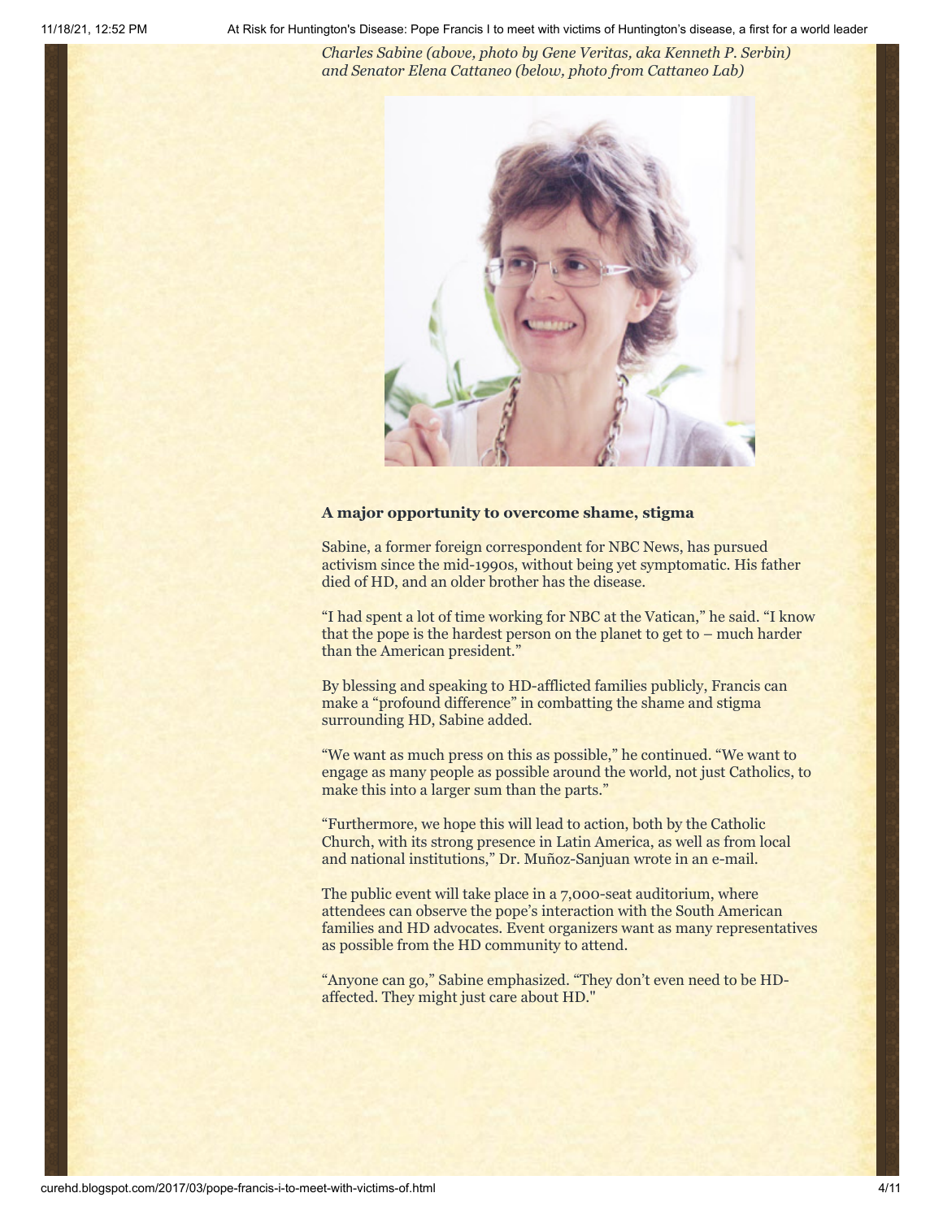*Charles Sabine (above, photo by Gene Veritas, aka Kenneth P. Serbin) and Senator Elena Cattaneo (below, photo from Cattaneo Lab)*

**A major opportunity to overcome shame, stigma**

Sabine, a former foreign correspondent for NBC News, has pursued activism since the mid-1990s, without being yet symptomatic. His father died of HD, and an older brother has the disease.

"I had spent a lot of time working for NBC at the Vatican," he said. "I know that the pope is the hardest person on the planet to get to – much harder than the American president."

By blessing and speaking to HD-afflicted families publicly, Francis can make a "profound difference" in combatting the shame and stigma surrounding HD, Sabine added.

"We want as much press on this as possible," he continued. "We want to engage as many people as possible around the world, not just Catholics, to make this into a larger sum than the parts."

"Furthermore, we hope this will lead to action, both by the Catholic Church, with its strong presence in Latin America, as well as from local and national institutions," Dr. Muñoz-Sanjuan wrote in an e-mail.

The public event will take place in a 7,000-seat auditorium, where attendees can observe the pope's interaction with the South American families and HD advocates. Event organizers want as many representatives as possible from the HD community to attend.

"Anyone can go," Sabine emphasized. "They don't even need to be HD-affected. They might just care about HD."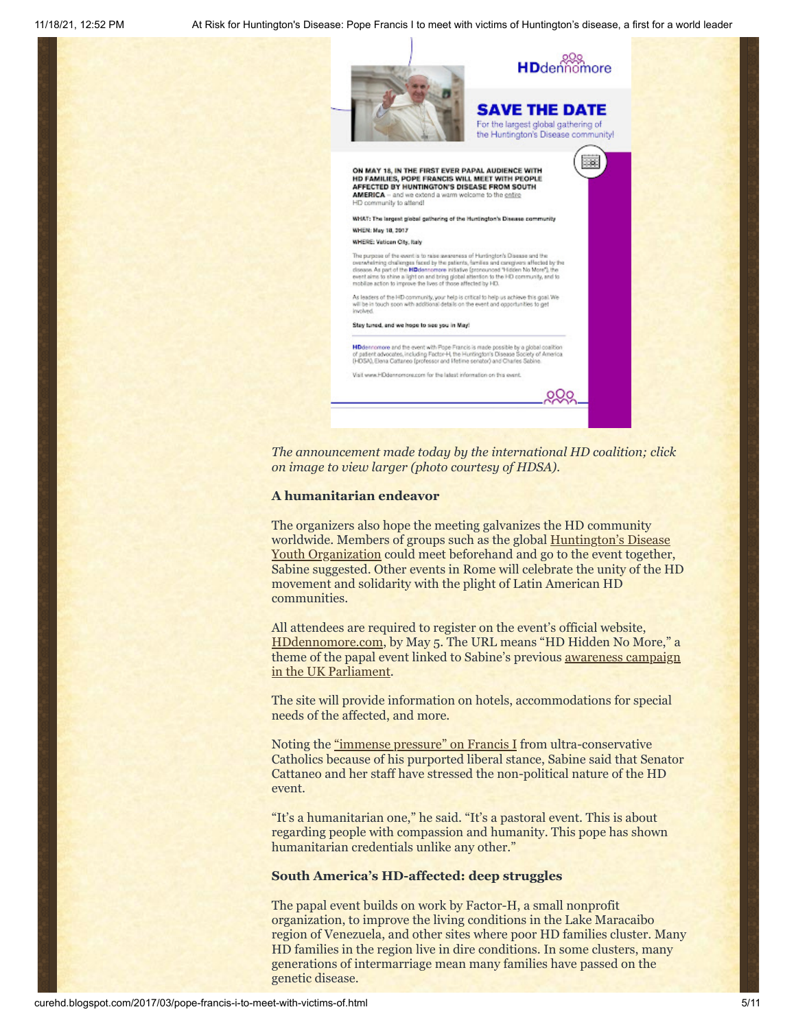*The announcement made today by the international HD coalition; click on image to view larger (photo courtesy of HDSA).*

### A humanitarian endeavor

The organizers also hope the meeting galvanizes the HD community worldwide. Members of groups such as the global Huntington's Disease Youth Organization could meet beforehand and go to the event together, Sabine suggested. Other events in Rome will celebrate the unity of the HD movement and solidarity with the plight of Latin American HD communities.

All attendees are required to register on the event's official website, HDdennomore.com, by May 5. The URL means "HD Hidden No More," a theme of the papal event linked to Sabine's previous awareness campaign in the UK Parliament.

The site will provide information on hotels, accommodations for special needs of the affected, and more.

Noting the "immense pressure" on Francis I from ultra-conservative Catholics because of his purported liberal stance, Sabine said that Senator Cattaneo and her staff have stressed the non-political nature of the HD event.

"It's a humanitarian one," he said. "It's a pastoral event. This is about regarding people with compassion and humanity. This pope has shown humanitarian credentials unlike any other."

### South America's HD-affected: deep struggles

The papal event builds on work by Factor-H, a small nonprofit organization, to improve the living conditions in the Lake Maracaibo region of Venezuela, and other sites where poor HD families cluster. Many HD families in the region live in dire conditions. In some clusters, many generations of intermarriage mean many families have passed on the genetic disease.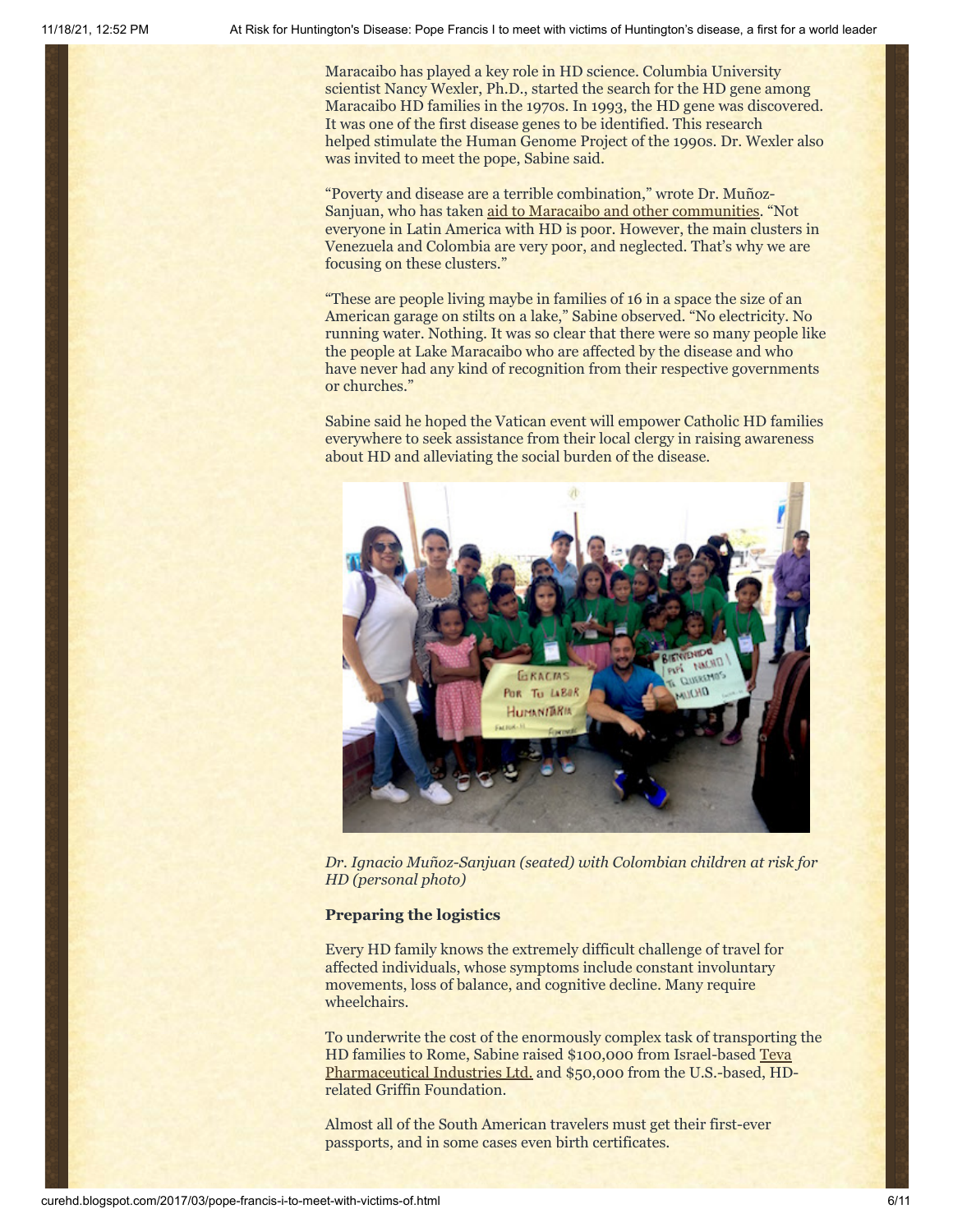Maracaibo has played a key role in HD science. Columbia University scientist Nancy Wexler, Ph.D., started the search for the HD gene among Maracaibo HD families in the 1970s. In 1993, the HD gene was discovered. It was one of the first disease genes to be identified. This research helped stimulate the Human Genome Project of the 1990s. Dr. Wexler also was invited to meet the pope, Sabine said.

"Poverty and disease are a terrible combination," wrote Dr. Muñoz-Sanjuan, who has taken aid to Maracaibo and other communities. "Not everyone in Latin America with HD is poor. However, the main clusters in Venezuela and Colombia are very poor, and neglected. That's why we are focusing on these clusters."

"These are people living maybe in families of 16 in a space the size of an American garage on stilts on a lake," Sabine observed. "No electricity. No running water. Nothing. It was so clear that there were so many people like the people at Lake Maracaibo who are affected by the disease and who have never had any kind of recognition from their respective governments or churches."

Sabine said he hoped the Vatican event will empower Catholic HD families everywhere to seek assistance from their local clergy in raising awareness about HD and alleviating the social burden of the disease.

*Dr. Ignacio Muñoz-Sanjuan (seated) with Colombian children at risk for HD (personal photo)*

**Preparing the logistics**

Every HD family knows the extremely difficult challenge of travel for affected individuals, whose symptoms include constant involuntary movements, loss of balance, and cognitive decline. Many require wheelchairs.

To underwrite the cost of the enormously complex task of transporting the HD families to Rome, Sabine raised $100,000 from Israel-based Teva Pharmaceutical Industries Ltd. and $50,000 from the U.S.-based, HD-related Griffin Foundation.

Almost all of the South American travelers must get their first-ever passports, and in some cases even birth certificates.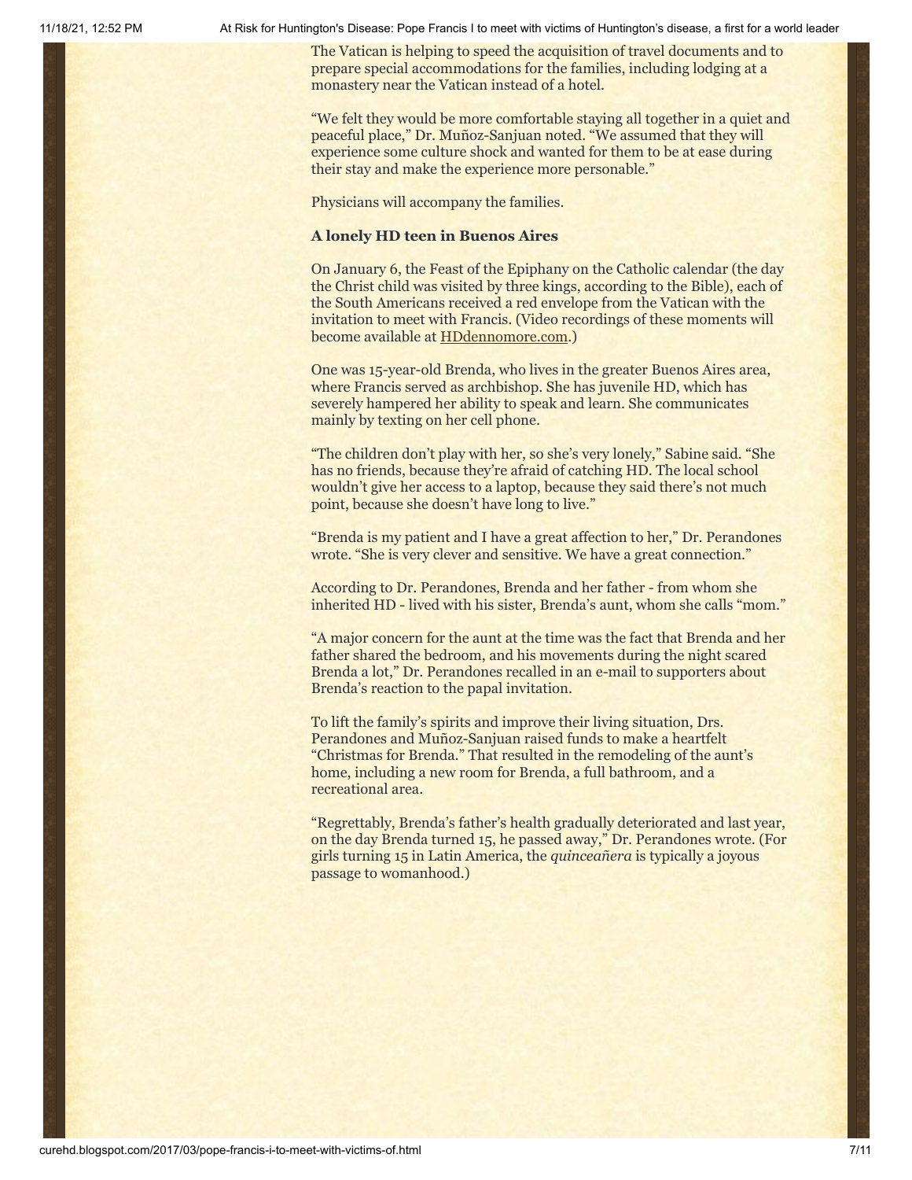The Vatican is helping to speed the acquisition of travel documents and to prepare special accommodations for the families, including lodging at a monastery near the Vatican instead of a hotel.

"We felt they would be more comfortable staying all together in a quiet and peaceful place," Dr. Muñoz-Sanjuan noted. "We assumed that they will experience some culture shock and wanted for them to be at ease during their stay and make the experience more personable."

Physicians will accompany the families.

**A lonely HD teen in Buenos Aires**

On January 6, the Feast of the Epiphany on the Catholic calendar (the day the Christ child was visited by three kings, according to the Bible), each of the South Americans received a red envelope from the Vatican with the invitation to meet with Francis. (Video recordings of these moments will become available at HDdennomore.com.)

One was 15-year-old Brenda, who lives in the greater Buenos Aires area, where Francis served as archbishop. She has juvenile HD, which has severely hampered her ability to speak and learn. She communicates mainly by texting on her cell phone.

"The children don't play with her, so she's very lonely," Sabine said. "She has no friends, because they're afraid of catching HD. The local school wouldn't give her access to a laptop, because they said there's not much point, because she doesn't have long to live."

"Brenda is my patient and I have a great affection to her," Dr. Perandones wrote. "She is very clever and sensitive. We have a great connection."

According to Dr. Perandones, Brenda and her father - from whom she inherited HD - lived with his sister, Brenda's aunt, whom she calls "mom."

"A major concern for the aunt at the time was the fact that Brenda and her father shared the bedroom, and his movements during the night scared Brenda a lot," Dr. Perandones recalled in an e-mail to supporters about Brenda's reaction to the papal invitation.

To lift the family's spirits and improve their living situation, Drs. Perandones and Muñoz-Sanjuan raised funds to make a heartfelt "Christmas for Brenda." That resulted in the remodeling of the aunt's home, including a new room for Brenda, a full bathroom, and a recreational area.

"Regrettably, Brenda's father's health gradually deteriorated and last year, on the day Brenda turned 15, he passed away," Dr. Perandones wrote. (For girls turning 15 in Latin America, the *quinceañera* is typically a joyous passage to womanhood.)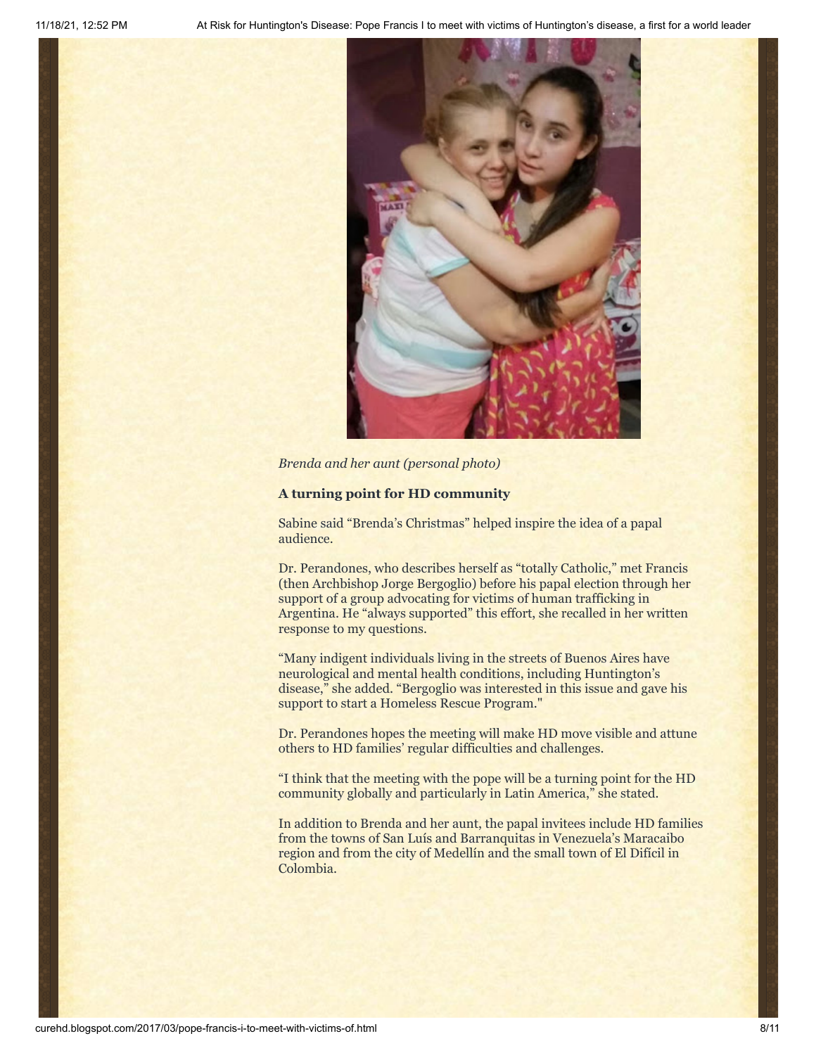*Brenda and her aunt (personal photo)*

**A turning point for HD community**

Sabine said "Brenda's Christmas" helped inspire the idea of a papal audience.

Dr. Perandones, who describes herself as "totally Catholic," met Francis (then Archbishop Jorge Bergoglio) before his papal election through her support of a group advocating for victims of human trafficking in Argentina. He "always supported" this effort, she recalled in her written response to my questions.

"Many indigent individuals living in the streets of Buenos Aires have neurological and mental health conditions, including Huntington's disease," she added. "Bergoglio was interested in this issue and gave his support to start a Homeless Rescue Program."

Dr. Perandones hopes the meeting will make HD move visible and attune others to HD families' regular difficulties and challenges.

"I think that the meeting with the pope will be a turning point for the HD community globally and particularly in Latin America," she stated.

In addition to Brenda and her aunt, the papal invitees include HD families from the towns of San Luís and Barranquitas in Venezuela's Maracaibo region and from the city of Medellín and the small town of El Difícil in Colombia.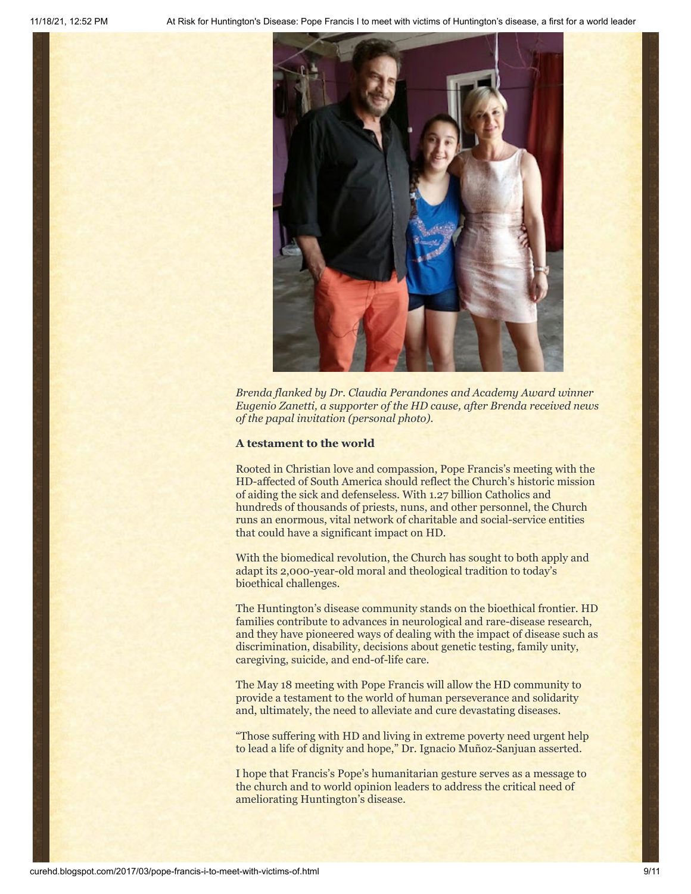*Brenda flanked by Dr. Claudia Perandones and Academy Award winner Eugenio Zanetti, a supporter of the HD cause, after Brenda received news of the papal invitation (personal photo).*

**A testament to the world**

Rooted in Christian love and compassion, Pope Francis's meeting with the HD-affected of South America should reflect the Church's historic mission of aiding the sick and defenseless. With 1.27 billion Catholics and hundreds of thousands of priests, nuns, and other personnel, the Church runs an enormous, vital network of charitable and social-service entities that could have a significant impact on HD.

With the biomedical revolution, the Church has sought to both apply and adapt its 2,000-year-old moral and theological tradition to today's bioethical challenges.

The Huntington's disease community stands on the bioethical frontier. HD families contribute to advances in neurological and rare-disease research, and they have pioneered ways of dealing with the impact of disease such as discrimination, disability, decisions about genetic testing, family unity, caregiving, suicide, and end-of-life care.

The May 18 meeting with Pope Francis will allow the HD community to provide a testament to the world of human perseverance and solidarity and, ultimately, the need to alleviate and cure devastating diseases.

"Those suffering with HD and living in extreme poverty need urgent help to lead a life of dignity and hope," Dr. Ignacio Muñoz-Sanjuan asserted.

I hope that Francis's Pope's humanitarian gesture serves as a message to the church and to world opinion leaders to address the critical need of ameliorating Huntington's disease.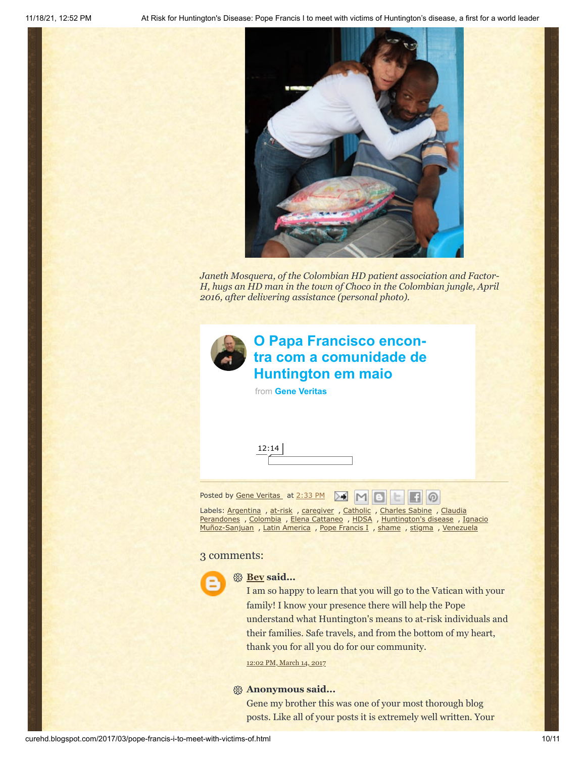*Janeth Mosquera, of the Colombian HD patient association and Factor-H, hugs an HD man in the town of Choco in the Colombian jungle, April 2016, after delivering assistance (personal photo).*

**O Papa Francisco encontra com a comunidade de Huntington em maio**

from **Gene Veritas**

12:14

Posted by Gene Veritas at 2:33 PM

Labels: Argentina, at-risk, caregiver, Catholic, Charles Sabine, Claudia Perandones, Colombia, Elena Cattaneo, HDSA, Huntington's disease, Ignacio Muñoz-Sanjuan, Latin America, Pope Francis I, shame, stigma, Venezuela

## 3 comments:

**Bev said...**

I am so happy to learn that you will go to the Vatican with your family! I know your presence there will help the Pope understand what Huntington's means to at-risk individuals and their families. Safe travels, and from the bottom of my heart, thank you for all you do for our community.

12:02 PM, March 14, 2017

**Anonymous said...**

Gene my brother this was one of your most thorough blog posts. Like all of your posts it is extremely well written. Your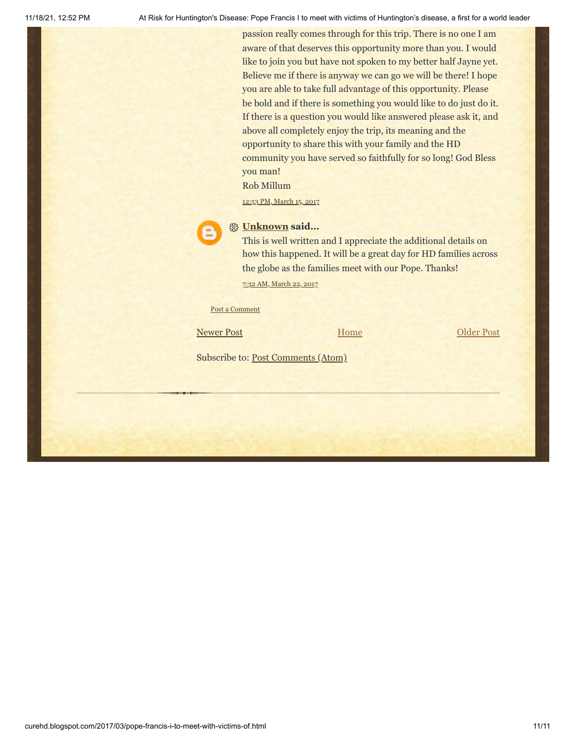passion really comes through for this trip. There is no one I am aware of that deserves this opportunity more than you. I would like to join you but have not spoken to my better half Jayne yet. Believe me if there is anyway we can go we will be there! I hope you are able to take full advantage of this opportunity. Please be bold and if there is something you would like to do just do it. If there is a question you would like answered please ask it, and above all completely enjoy the trip, its meaning and the opportunity to share this with your family and the HD community you have served so faithfully for so long! God Bless you man!

Rob Millum

12:53 PM, March 15, 2017

**Unknown said...**

This is well written and I appreciate the additional details on how this happened. It will be a great day for HD families across the globe as the families meet with our Pope. Thanks!

7:32 AM, March 22, 2017

Post a Comment

Newer Post | Home | Older Post

Subscribe to: Post Comments (Atom)